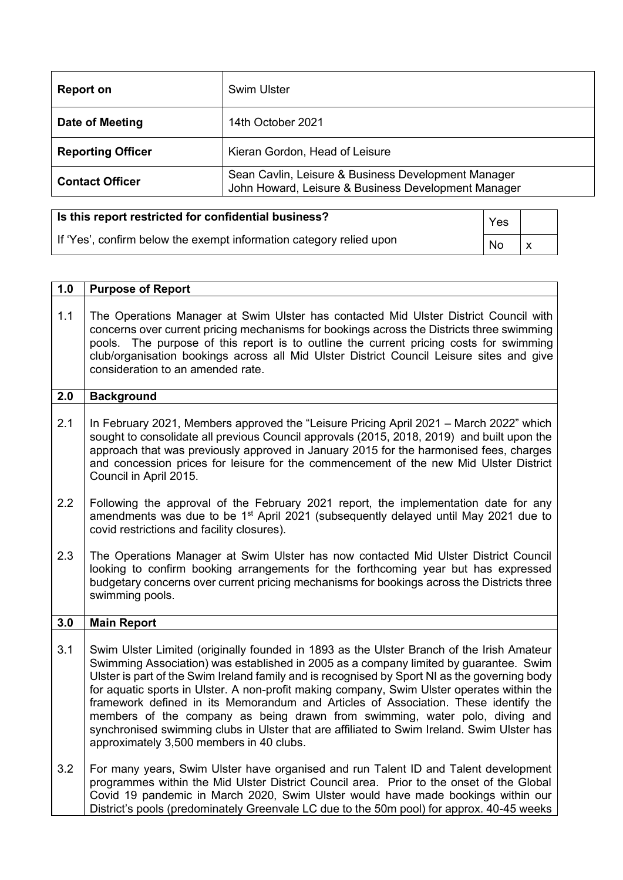| Report on | Swim Ulster |
|---|---|
| Date of Meeting | 14th October 2021 |
| Reporting Officer | Kieran Gordon, Head of Leisure |
| Contact Officer | Sean Cavlin, Leisure & Business Development Manager<br>John Howard, Leisure & Business Development Manager |

| Is this report restricted for confidential business? | Yes | |
|---|---|---|
| If 'Yes', confirm below the exempt information category relied upon | No | x |

| 1.0 | Purpose of Report |
|---|---|
| 1.1 | The Operations Manager at Swim Ulster has contacted Mid Ulster District Council with concerns over current pricing mechanisms for bookings across the Districts three swimming pools. The purpose of this report is to outline the current pricing costs for swimming club/organisation bookings across all Mid Ulster District Council Leisure sites and give consideration to an amended rate. |
| **2.0** | **Background** |
| 2.1 | In February 2021, Members approved the "Leisure Pricing April 2021 – March 2022" which sought to consolidate all previous Council approvals (2015, 2018, 2019) and built upon the approach that was previously approved in January 2015 for the harmonised fees, charges and concession prices for leisure for the commencement of the new Mid Ulster District Council in April 2015. |
| 2.2 | Following the approval of the February 2021 report, the implementation date for any amendments was due to be 1st April 2021 (subsequently delayed until May 2021 due to covid restrictions and facility closures). |
| 2.3 | The Operations Manager at Swim Ulster has now contacted Mid Ulster District Council looking to confirm booking arrangements for the forthcoming year but has expressed budgetary concerns over current pricing mechanisms for bookings across the Districts three swimming pools. |
| **3.0** | **Main Report** |
| 3.1 | Swim Ulster Limited (originally founded in 1893 as the Ulster Branch of the Irish Amateur Swimming Association) was established in 2005 as a company limited by guarantee. Swim Ulster is part of the Swim Ireland family and is recognised by Sport NI as the governing body for aquatic sports in Ulster. A non-profit making company, Swim Ulster operates within the framework defined in its Memorandum and Articles of Association. These identify the members of the company as being drawn from swimming, water polo, diving and synchronised swimming clubs in Ulster that are affiliated to Swim Ireland. Swim Ulster has approximately 3,500 members in 40 clubs. |
| 3.2 | For many years, Swim Ulster have organised and run Talent ID and Talent development programmes within the Mid Ulster District Council area. Prior to the onset of the Global Covid 19 pandemic in March 2020, Swim Ulster would have made bookings within our District's pools (predominately Greenvale LC due to the 50m pool) for approx. 40-45 weeks |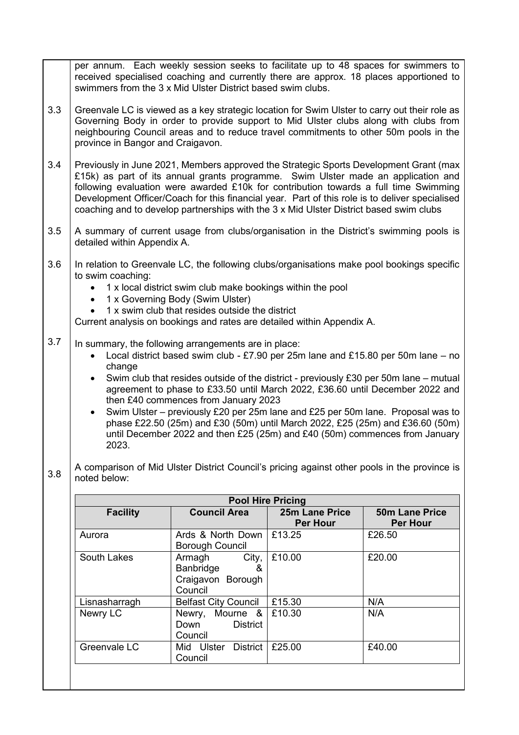per annum. Each weekly session seeks to facilitate up to 48 spaces for swimmers to received specialised coaching and currently there are approx. 18 places apportioned to swimmers from the 3 x Mid Ulster District based swim clubs.

3.3 Greenvale LC is viewed as a key strategic location for Swim Ulster to carry out their role as Governing Body in order to provide support to Mid Ulster clubs along with clubs from neighbouring Council areas and to reduce travel commitments to other 50m pools in the province in Bangor and Craigavon.

3.4 Previously in June 2021, Members approved the Strategic Sports Development Grant (max £15k) as part of its annual grants programme. Swim Ulster made an application and following evaluation were awarded £10k for contribution towards a full time Swimming Development Officer/Coach for this financial year. Part of this role is to deliver specialised coaching and to develop partnerships with the 3 x Mid Ulster District based swim clubs

3.5 A summary of current usage from clubs/organisation in the District's swimming pools is detailed within Appendix A.

3.6 In relation to Greenvale LC, the following clubs/organisations make pool bookings specific to swim coaching:

- 1 x local district swim club make bookings within the pool
- 1 x Governing Body (Swim Ulster)
- 1 x swim club that resides outside the district

Current analysis on bookings and rates are detailed within Appendix A.

3.7 In summary, the following arrangements are in place:

- Local district based swim club - £7.90 per 25m lane and £15.80 per 50m lane – no change
- Swim club that resides outside of the district - previously £30 per 50m lane – mutual agreement to phase to £33.50 until March 2022, £36.60 until December 2022 and then £40 commences from January 2023
- Swim Ulster – previously £20 per 25m lane and £25 per 50m lane. Proposal was to phase £22.50 (25m) and £30 (50m) until March 2022, £25 (25m) and £36.60 (50m) until December 2022 and then £25 (25m) and £40 (50m) commences from January 2023.

3.8 A comparison of Mid Ulster District Council's pricing against other pools in the province is noted below:

| Pool Hire Pricing | | | |
|---|---|---|---|
| **Facility** | **Council Area** | **25m Lane Price Per Hour** | **50m Lane Price Per Hour** |
| Aurora | Ards & North Down Borough Council | £13.25 | £26.50 |
| South Lakes | Armagh City, Banbridge & Craigavon Borough Council | £10.00 | £20.00 |
| Lisnasharragh | Belfast City Council | £15.30 | N/A |
| Newry LC | Newry, Mourne & Down District Council | £10.30 | N/A |
| Greenvale LC | Mid Ulster District Council | £25.00 | £40.00 |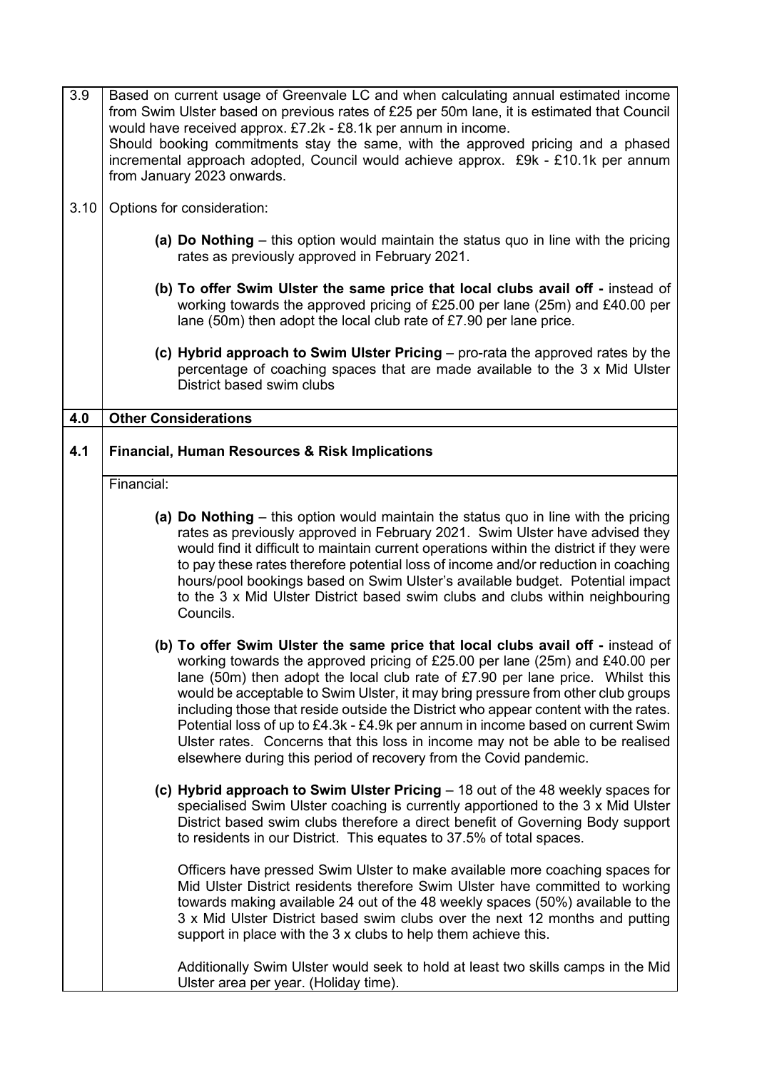3.9 Based on current usage of Greenvale LC and when calculating annual estimated income from Swim Ulster based on previous rates of £25 per 50m lane, it is estimated that Council would have received approx. £7.2k - £8.1k per annum in income.
Should booking commitments stay the same, with the approved pricing and a phased incremental approach adopted, Council would achieve approx. £9k - £10.1k per annum from January 2023 onwards.

3.10 Options for consideration:

- **(a) Do Nothing** – this option would maintain the status quo in line with the pricing rates as previously approved in February 2021.

- **(b) To offer Swim Ulster the same price that local clubs avail off -** instead of working towards the approved pricing of £25.00 per lane (25m) and £40.00 per lane (50m) then adopt the local club rate of £7.90 per lane price.

- **(c) Hybrid approach to Swim Ulster Pricing** – pro-rata the approved rates by the percentage of coaching spaces that are made available to the 3 x Mid Ulster District based swim clubs

## 4.0 Other Considerations

### 4.1 Financial, Human Resources & Risk Implications

Financial:

- **(a) Do Nothing** – this option would maintain the status quo in line with the pricing rates as previously approved in February 2021. Swim Ulster have advised they would find it difficult to maintain current operations within the district if they were to pay these rates therefore potential loss of income and/or reduction in coaching hours/pool bookings based on Swim Ulster's available budget. Potential impact to the 3 x Mid Ulster District based swim clubs and clubs within neighbouring Councils.

- **(b) To offer Swim Ulster the same price that local clubs avail off -** instead of working towards the approved pricing of £25.00 per lane (25m) and £40.00 per lane (50m) then adopt the local club rate of £7.90 per lane price. Whilst this would be acceptable to Swim Ulster, it may bring pressure from other club groups including those that reside outside the District who appear content with the rates. Potential loss of up to £4.3k - £4.9k per annum in income based on current Swim Ulster rates. Concerns that this loss in income may not be able to be realised elsewhere during this period of recovery from the Covid pandemic.

- **(c) Hybrid approach to Swim Ulster Pricing** – 18 out of the 48 weekly spaces for specialised Swim Ulster coaching is currently apportioned to the 3 x Mid Ulster District based swim clubs therefore a direct benefit of Governing Body support to residents in our District. This equates to 37.5% of total spaces.

  Officers have pressed Swim Ulster to make available more coaching spaces for Mid Ulster District residents therefore Swim Ulster have committed to working towards making available 24 out of the 48 weekly spaces (50%) available to the 3 x Mid Ulster District based swim clubs over the next 12 months and putting support in place with the 3 x clubs to help them achieve this.

  Additionally Swim Ulster would seek to hold at least two skills camps in the Mid Ulster area per year. (Holiday time).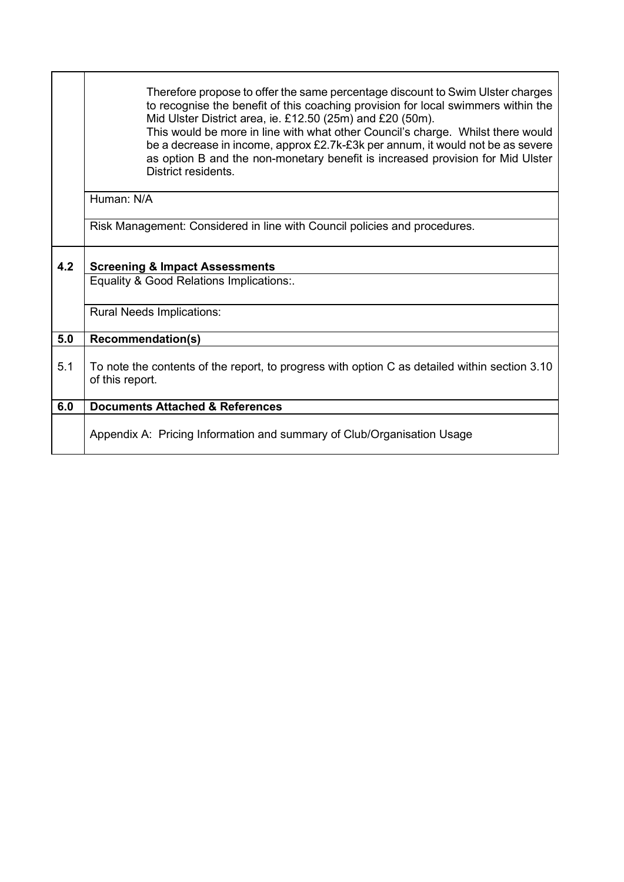| | |
|---|---|
| | Therefore propose to offer the same percentage discount to Swim Ulster charges to recognise the benefit of this coaching provision for local swimmers within the Mid Ulster District area, ie. £12.50 (25m) and £20 (50m).<br>This would be more in line with what other Council's charge. Whilst there would be a decrease in income, approx £2.7k-£3k per annum, it would not be as severe as option B and the non-monetary benefit is increased provision for Mid Ulster District residents. |
| | Human: N/A |
| | Risk Management: Considered in line with Council policies and procedures. |
| **4.2** | **Screening & Impact Assessments** |
| | Equality & Good Relations Implications:. |
| | Rural Needs Implications: |
| **5.0** | **Recommendation(s)** |
| 5.1 | To note the contents of the report, to progress with option C as detailed within section 3.10 of this report. |
| **6.0** | **Documents Attached & References** |
| | Appendix A: Pricing Information and summary of Club/Organisation Usage |